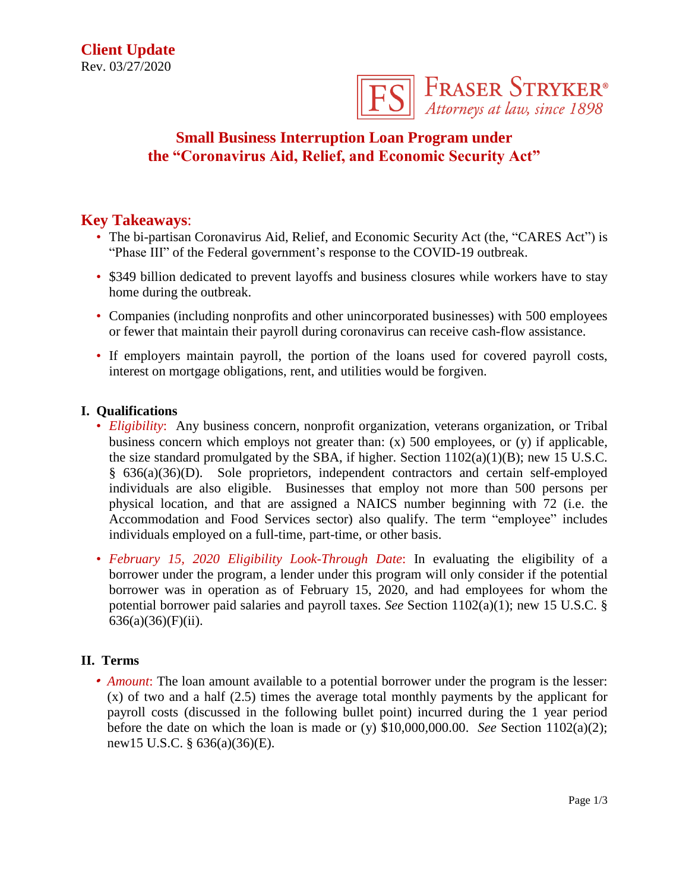**Client Update**
Rev. 03/27/2020

FRASER STRYKER®
*Attorneys at law, since 1898*

# Small Business Interruption Loan Program under the "Coronavirus Aid, Relief, and Economic Security Act"

## Key Takeaways:

- The bi-partisan Coronavirus Aid, Relief, and Economic Security Act (the, "CARES Act") is "Phase III" of the Federal government's response to the COVID-19 outbreak.
- $349 billion dedicated to prevent layoffs and business closures while workers have to stay home during the outbreak.
- Companies (including nonprofits and other unincorporated businesses) with 500 employees or fewer that maintain their payroll during coronavirus can receive cash-flow assistance.
- If employers maintain payroll, the portion of the loans used for covered payroll costs, interest on mortgage obligations, rent, and utilities would be forgiven.

### I. Qualifications

- *Eligibility*: Any business concern, nonprofit organization, veterans organization, or Tribal business concern which employs not greater than: (x) 500 employees, or (y) if applicable, the size standard promulgated by the SBA, if higher. Section 1102(a)(1)(B); new 15 U.S.C. § 636(a)(36)(D). Sole proprietors, independent contractors and certain self-employed individuals are also eligible. Businesses that employ not more than 500 persons per physical location, and that are assigned a NAICS number beginning with 72 (i.e. the Accommodation and Food Services sector) also qualify. The term "employee" includes individuals employed on a full-time, part-time, or other basis.
- *February 15, 2020 Eligibility Look-Through Date*: In evaluating the eligibility of a borrower under the program, a lender under this program will only consider if the potential borrower was in operation as of February 15, 2020, and had employees for whom the potential borrower paid salaries and payroll taxes. *See* Section 1102(a)(1); new 15 U.S.C. § 636(a)(36)(F)(ii).

### II. Terms

- *Amount*: The loan amount available to a potential borrower under the program is the lesser: (x) of two and a half (2.5) times the average total monthly payments by the applicant for payroll costs (discussed in the following bullet point) incurred during the 1 year period before the date on which the loan is made or (y) $10,000,000.00. *See* Section 1102(a)(2); new15 U.S.C. § 636(a)(36)(E).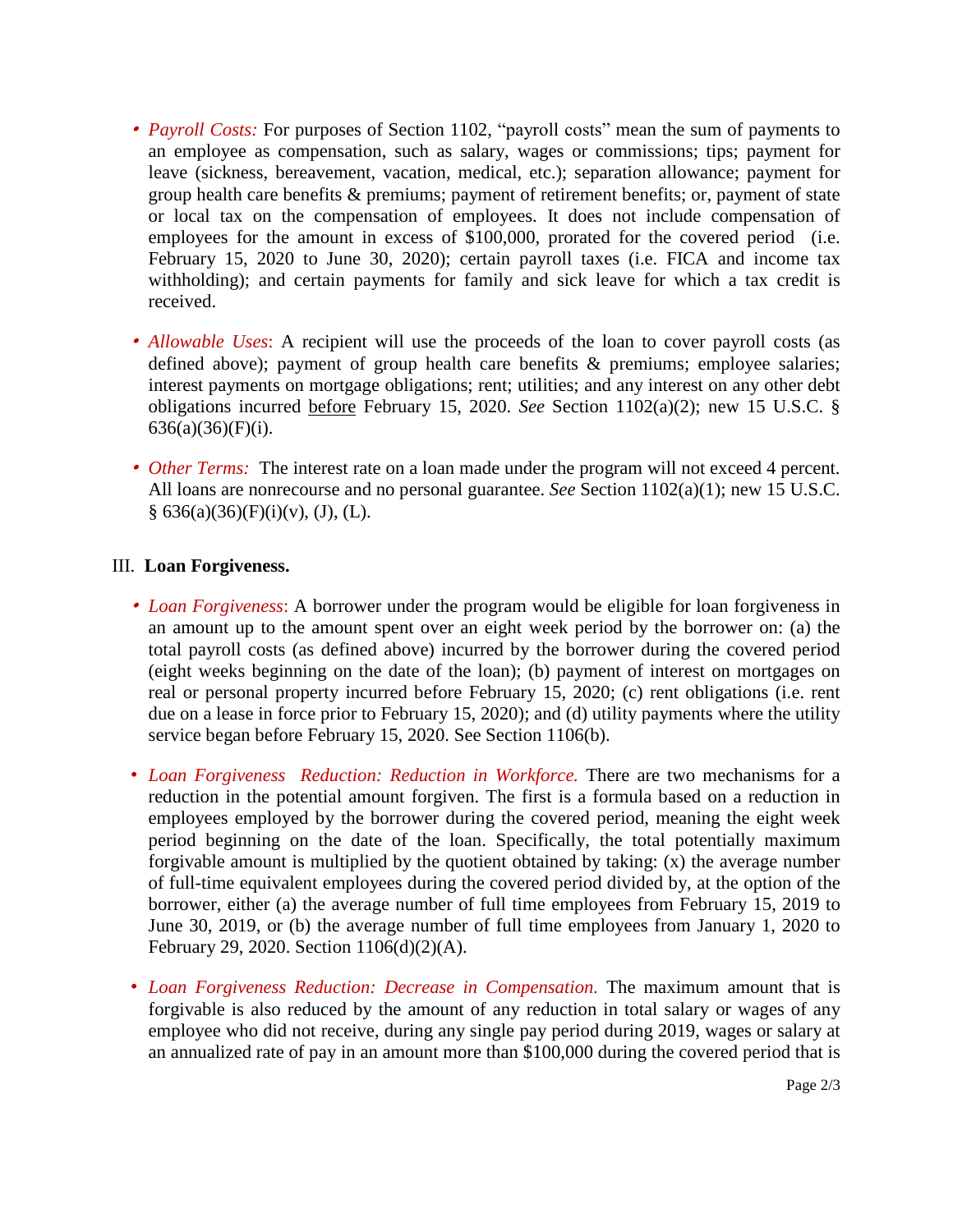- *Payroll Costs:* For purposes of Section 1102, "payroll costs" mean the sum of payments to an employee as compensation, such as salary, wages or commissions; tips; payment for leave (sickness, bereavement, vacation, medical, etc.); separation allowance; payment for group health care benefits & premiums; payment of retirement benefits; or, payment of state or local tax on the compensation of employees. It does not include compensation of employees for the amount in excess of $100,000, prorated for the covered period (i.e. February 15, 2020 to June 30, 2020); certain payroll taxes (i.e. FICA and income tax withholding); and certain payments for family and sick leave for which a tax credit is received.

- *Allowable Uses*: A recipient will use the proceeds of the loan to cover payroll costs (as defined above); payment of group health care benefits & premiums; employee salaries; interest payments on mortgage obligations; rent; utilities; and any interest on any other debt obligations incurred before February 15, 2020. *See* Section 1102(a)(2); new 15 U.S.C. § 636(a)(36)(F)(i).

- *Other Terms:* The interest rate on a loan made under the program will not exceed 4 percent. All loans are nonrecourse and no personal guarantee. *See* Section 1102(a)(1); new 15 U.S.C. § 636(a)(36)(F)(i)(v), (J), (L).

## III. **Loan Forgiveness.**

- *Loan Forgiveness*: A borrower under the program would be eligible for loan forgiveness in an amount up to the amount spent over an eight week period by the borrower on: (a) the total payroll costs (as defined above) incurred by the borrower during the covered period (eight weeks beginning on the date of the loan); (b) payment of interest on mortgages on real or personal property incurred before February 15, 2020; (c) rent obligations (i.e. rent due on a lease in force prior to February 15, 2020); and (d) utility payments where the utility service began before February 15, 2020. See Section 1106(b).

- *Loan Forgiveness Reduction: Reduction in Workforce.* There are two mechanisms for a reduction in the potential amount forgiven. The first is a formula based on a reduction in employees employed by the borrower during the covered period, meaning the eight week period beginning on the date of the loan. Specifically, the total potentially maximum forgivable amount is multiplied by the quotient obtained by taking: (x) the average number of full-time equivalent employees during the covered period divided by, at the option of the borrower, either (a) the average number of full time employees from February 15, 2019 to June 30, 2019, or (b) the average number of full time employees from January 1, 2020 to February 29, 2020. Section 1106(d)(2)(A).

- *Loan Forgiveness Reduction: Decrease in Compensation.* The maximum amount that is forgivable is also reduced by the amount of any reduction in total salary or wages of any employee who did not receive, during any single pay period during 2019, wages or salary at an annualized rate of pay in an amount more than $100,000 during the covered period that is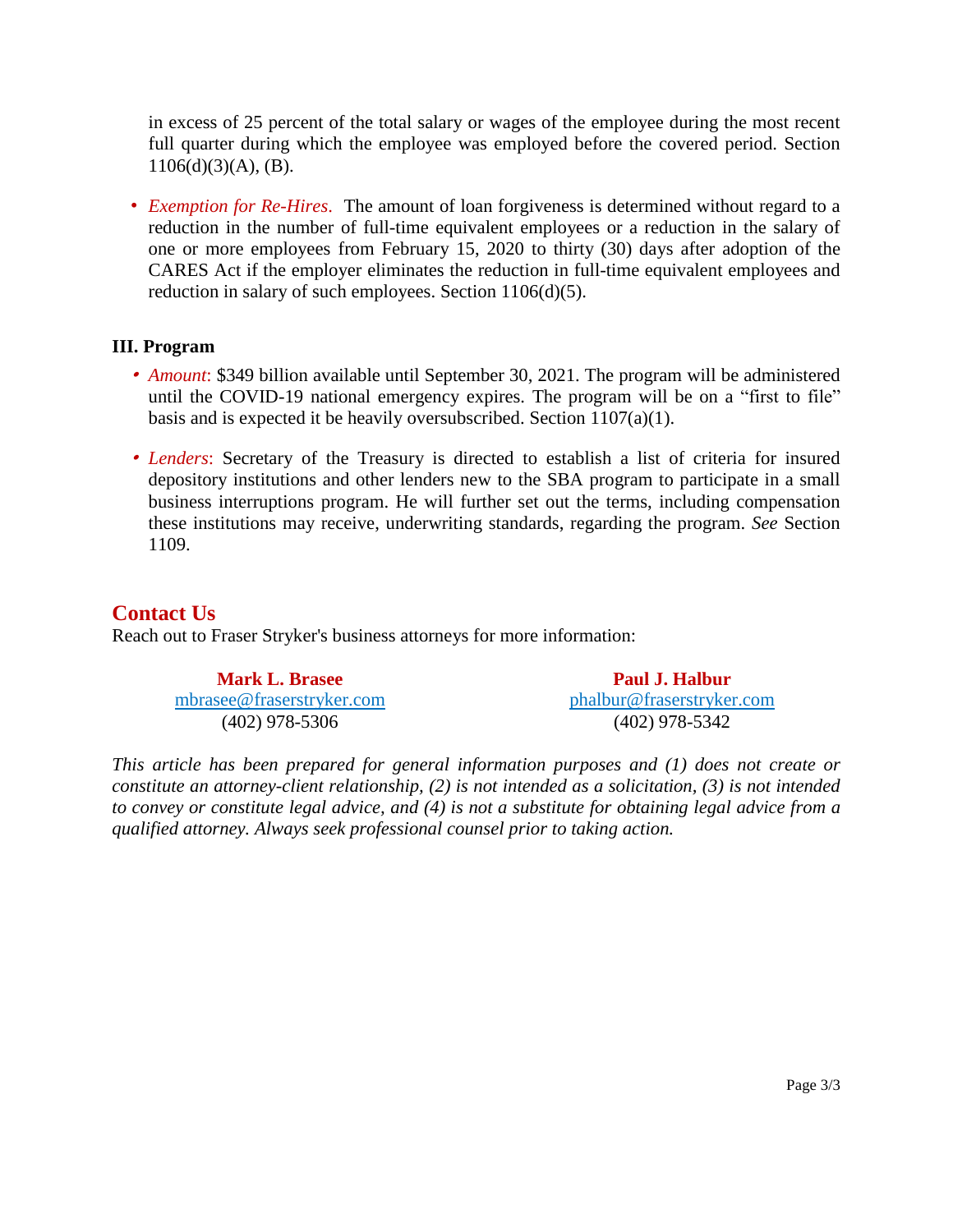in excess of 25 percent of the total salary or wages of the employee during the most recent full quarter during which the employee was employed before the covered period. Section 1106(d)(3)(A), (B).

- *Exemption for Re-Hires*. The amount of loan forgiveness is determined without regard to a reduction in the number of full-time equivalent employees or a reduction in the salary of one or more employees from February 15, 2020 to thirty (30) days after adoption of the CARES Act if the employer eliminates the reduction in full-time equivalent employees and reduction in salary of such employees. Section 1106(d)(5).

### III. Program

- *Amount*: $349 billion available until September 30, 2021. The program will be administered until the COVID-19 national emergency expires. The program will be on a "first to file" basis and is expected it be heavily oversubscribed. Section 1107(a)(1).

- *Lenders*: Secretary of the Treasury is directed to establish a list of criteria for insured depository institutions and other lenders new to the SBA program to participate in a small business interruptions program. He will further set out the terms, including compensation these institutions may receive, underwriting standards, regarding the program. *See* Section 1109.

## Contact Us

Reach out to Fraser Stryker's business attorneys for more information:

**Mark L. Brasee**
mbrasee@fraserstryker.com
(402) 978-5306

**Paul J. Halbur**
phalbur@fraserstryker.com
(402) 978-5342

*This article has been prepared for general information purposes and (1) does not create or constitute an attorney-client relationship, (2) is not intended as a solicitation, (3) is not intended to convey or constitute legal advice, and (4) is not a substitute for obtaining legal advice from a qualified attorney. Always seek professional counsel prior to taking action.*